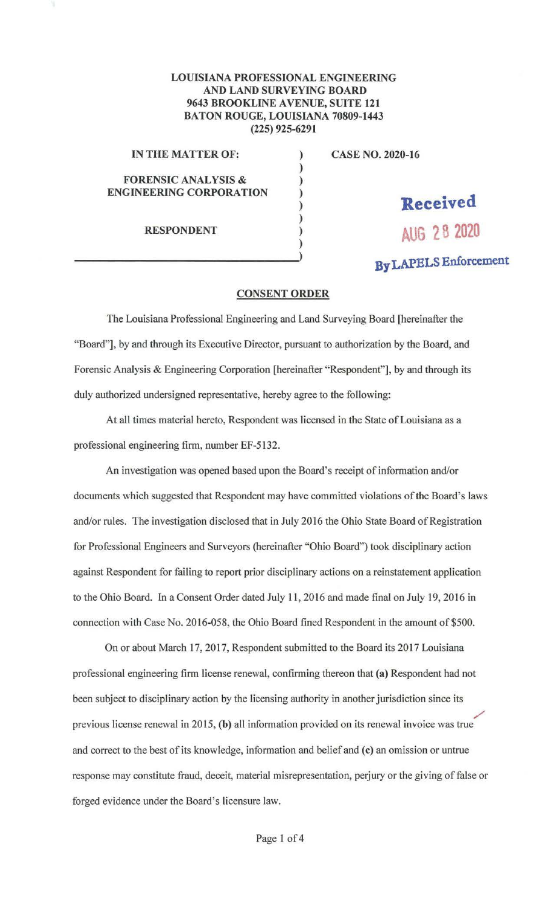**LOUISIANA PROFESSIONAL ENGINEERING AND LAND SURVEYING BOARD**
**9643 BROOKLINE AVENUE, SUITE 121**
**BATON ROUGE, LOUISIANA 70809-1443**
**(225) 925-6291**

**IN THE MATTER OF:**

**FORENSIC ANALYSIS & ENGINEERING CORPORATION**

**RESPONDENT**

**CASE NO. 2020-16**

Received
AUG 28 2020
By LAPELS Enforcement

**CONSENT ORDER**

The Louisiana Professional Engineering and Land Surveying Board [hereinafter the "Board"], by and through its Executive Director, pursuant to authorization by the Board, and Forensic Analysis & Engineering Corporation [hereinafter "Respondent"], by and through its duly authorized undersigned representative, hereby agree to the following:

At all times material hereto, Respondent was licensed in the State of Louisiana as a professional engineering firm, number EF-5132.

An investigation was opened based upon the Board's receipt of information and/or documents which suggested that Respondent may have committed violations of the Board's laws and/or rules. The investigation disclosed that in July 2016 the Ohio State Board of Registration for Professional Engineers and Surveyors (hereinafter "Ohio Board") took disciplinary action against Respondent for failing to report prior disciplinary actions on a reinstatement application to the Ohio Board. In a Consent Order dated July 11, 2016 and made final on July 19, 2016 in connection with Case No. 2016-058, the Ohio Board fined Respondent in the amount of $500.

On or about March 17, 2017, Respondent submitted to the Board its 2017 Louisiana professional engineering firm license renewal, confirming thereon that **(a)** Respondent had not been subject to disciplinary action by the licensing authority in another jurisdiction since its previous license renewal in 2015, **(b)** all information provided on its renewal invoice was true and correct to the best of its knowledge, information and belief and **(c)** an omission or untrue response may constitute fraud, deceit, material misrepresentation, perjury or the giving of false or forged evidence under the Board's licensure law.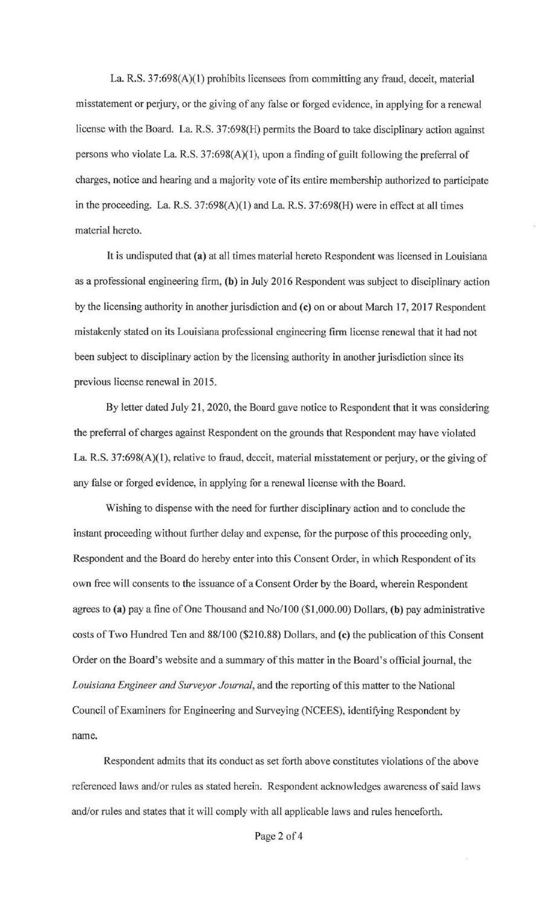La. R.S. 37:698(A)(1) prohibits licensees from committing any fraud, deceit, material misstatement or perjury, or the giving of any false or forged evidence, in applying for a renewal license with the Board. La. R.S. 37:698(H) permits the Board to take disciplinary action against persons who violate La. R.S. 37:698(A)(1), upon a finding of guilt following the preferral of charges, notice and hearing and a majority vote of its entire membership authorized to participate in the proceeding. La. R.S. 37:698(A)(1) and La. R.S. 37:698(H) were in effect at all times material hereto.

It is undisputed that **(a)** at all times material hereto Respondent was licensed in Louisiana as a professional engineering firm, **(b)** in July 2016 Respondent was subject to disciplinary action by the licensing authority in another jurisdiction and **(c)** on or about March 17, 2017 Respondent mistakenly stated on its Louisiana professional engineering firm license renewal that it had not been subject to disciplinary action by the licensing authority in another jurisdiction since its previous license renewal in 2015.

By letter dated July 21, 2020, the Board gave notice to Respondent that it was considering the preferral of charges against Respondent on the grounds that Respondent may have violated La. R.S. 37:698(A)(1), relative to fraud, deceit, material misstatement or perjury, or the giving of any false or forged evidence, in applying for a renewal license with the Board.

Wishing to dispense with the need for further disciplinary action and to conclude the instant proceeding without further delay and expense, for the purpose of this proceeding only, Respondent and the Board do hereby enter into this Consent Order, in which Respondent of its own free will consents to the issuance of a Consent Order by the Board, wherein Respondent agrees to **(a)** pay a fine of One Thousand and No/100 ($1,000.00) Dollars, **(b)** pay administrative costs of Two Hundred Ten and 88/100 ($210.88) Dollars, and **(c)** the publication of this Consent Order on the Board's website and a summary of this matter in the Board's official journal, the *Louisiana Engineer and Surveyor Journal*, and the reporting of this matter to the National Council of Examiners for Engineering and Surveying (NCEES), identifying Respondent by name.

Respondent admits that its conduct as set forth above constitutes violations of the above referenced laws and/or rules as stated herein. Respondent acknowledges awareness of said laws and/or rules and states that it will comply with all applicable laws and rules henceforth.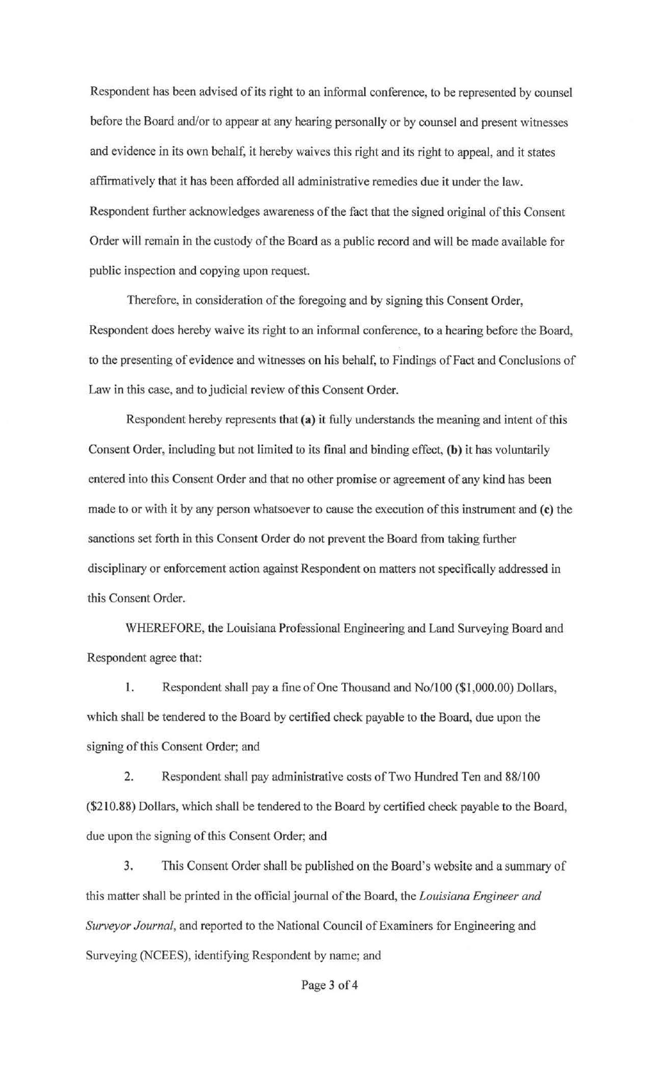Respondent has been advised of its right to an informal conference, to be represented by counsel before the Board and/or to appear at any hearing personally or by counsel and present witnesses and evidence in its own behalf, it hereby waives this right and its right to appeal, and it states affirmatively that it has been afforded all administrative remedies due it under the law. Respondent further acknowledges awareness of the fact that the signed original of this Consent Order will remain in the custody of the Board as a public record and will be made available for public inspection and copying upon request.

Therefore, in consideration of the foregoing and by signing this Consent Order, Respondent does hereby waive its right to an informal conference, to a hearing before the Board, to the presenting of evidence and witnesses on his behalf, to Findings of Fact and Conclusions of Law in this case, and to judicial review of this Consent Order.

Respondent hereby represents that **(a)** it fully understands the meaning and intent of this Consent Order, including but not limited to its final and binding effect, **(b)** it has voluntarily entered into this Consent Order and that no other promise or agreement of any kind has been made to or with it by any person whatsoever to cause the execution of this instrument and **(c)** the sanctions set forth in this Consent Order do not prevent the Board from taking further disciplinary or enforcement action against Respondent on matters not specifically addressed in this Consent Order.

WHEREFORE, the Louisiana Professional Engineering and Land Surveying Board and Respondent agree that:

1. Respondent shall pay a fine of One Thousand and No/100 ($1,000.00) Dollars, which shall be tendered to the Board by certified check payable to the Board, due upon the signing of this Consent Order; and

2. Respondent shall pay administrative costs of Two Hundred Ten and 88/100 ($210.88) Dollars, which shall be tendered to the Board by certified check payable to the Board, due upon the signing of this Consent Order; and

3. This Consent Order shall be published on the Board's website and a summary of this matter shall be printed in the official journal of the Board, the *Louisiana Engineer and Surveyor Journal*, and reported to the National Council of Examiners for Engineering and Surveying (NCEES), identifying Respondent by name; and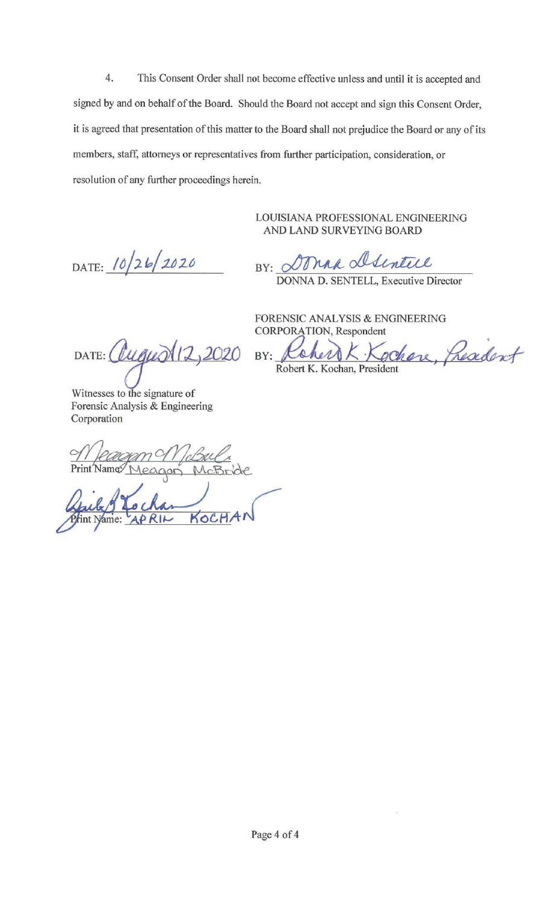4. This Consent Order shall not become effective unless and until it is accepted and signed by and on behalf of the Board. Should the Board not accept and sign this Consent Order, it is agreed that presentation of this matter to the Board shall not prejudice the Board or any of its members, staff, attorneys or representatives from further participation, consideration, or resolution of any further proceedings herein.

LOUISIANA PROFESSIONAL ENGINEERING AND LAND SURVEYING BOARD

DATE: 10/26/2020

BY: Donna Sentell

DONNA D. SENTELL, Executive Director

FORENSIC ANALYSIS & ENGINEERING CORPORATION, Respondent

DATE: August 12, 2020

BY: Robert K. Kochan, President

Robert K. Kochan, President

Witnesses to the signature of Forensic Analysis & Engineering Corporation

Meagan McBride

Print Name: Meagan McBride

April Kochan

Print Name: APRIL KOCHAN